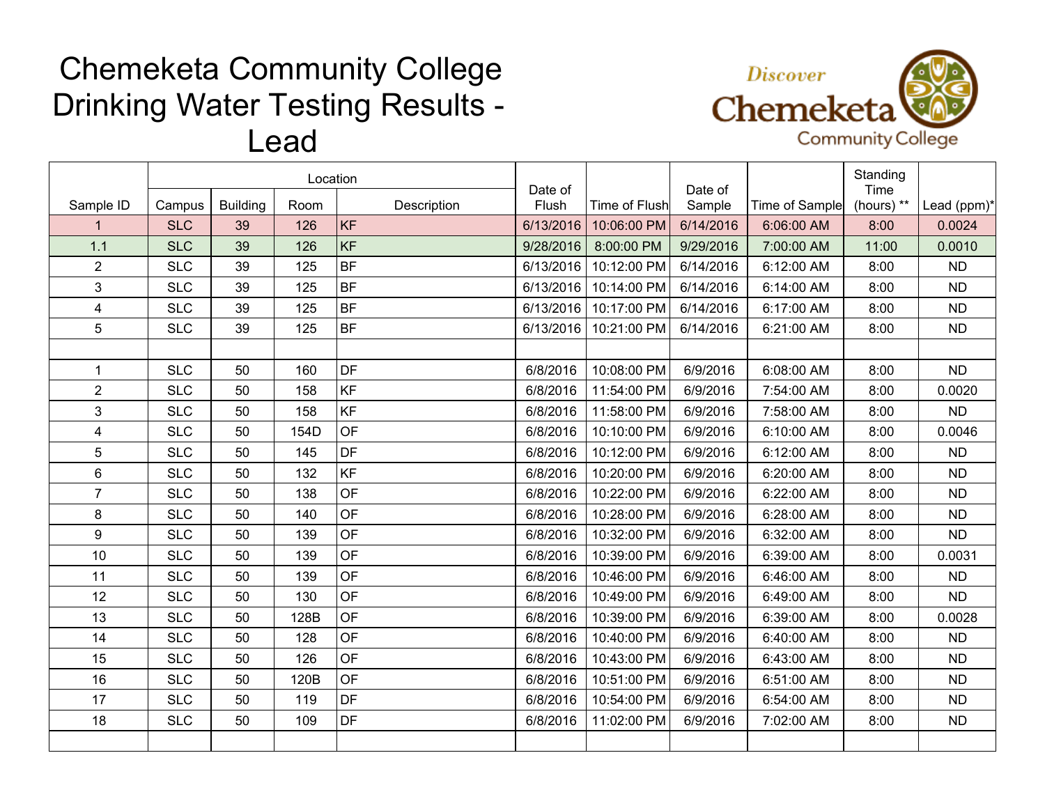# Chemeketa Community College Drinking Water Testing Results - Lead

| Sample ID | Location | | | | Date of Flush | Time of Flush | Date of Sample | Time of Sample | Standing Time (hours) ** | Lead (ppm)* |
|---|---|---|---|---|---|---|---|---|---|---|
| | Campus | Building | Room | Description | | | | | | |
| 1 | SLC | 39 | 126 | KF | 6/13/2016 | 10:06:00 PM | 6/14/2016 | 6:06:00 AM | 8:00 | 0.0024 |
| 1.1 | SLC | 39 | 126 | KF | 9/28/2016 | 8:00:00 PM | 9/29/2016 | 7:00:00 AM | 11:00 | 0.0010 |
| 2 | SLC | 39 | 125 | BF | 6/13/2016 | 10:12:00 PM | 6/14/2016 | 6:12:00 AM | 8:00 | ND |
| 3 | SLC | 39 | 125 | BF | 6/13/2016 | 10:14:00 PM | 6/14/2016 | 6:14:00 AM | 8:00 | ND |
| 4 | SLC | 39 | 125 | BF | 6/13/2016 | 10:17:00 PM | 6/14/2016 | 6:17:00 AM | 8:00 | ND |
| 5 | SLC | 39 | 125 | BF | 6/13/2016 | 10:21:00 PM | 6/14/2016 | 6:21:00 AM | 8:00 | ND |
| | | | | | | | | | | |
| 1 | SLC | 50 | 160 | DF | 6/8/2016 | 10:08:00 PM | 6/9/2016 | 6:08:00 AM | 8:00 | ND |
| 2 | SLC | 50 | 158 | KF | 6/8/2016 | 11:54:00 PM | 6/9/2016 | 7:54:00 AM | 8:00 | 0.0020 |
| 3 | SLC | 50 | 158 | KF | 6/8/2016 | 11:58:00 PM | 6/9/2016 | 7:58:00 AM | 8:00 | ND |
| 4 | SLC | 50 | 154D | OF | 6/8/2016 | 10:10:00 PM | 6/9/2016 | 6:10:00 AM | 8:00 | 0.0046 |
| 5 | SLC | 50 | 145 | DF | 6/8/2016 | 10:12:00 PM | 6/9/2016 | 6:12:00 AM | 8:00 | ND |
| 6 | SLC | 50 | 132 | KF | 6/8/2016 | 10:20:00 PM | 6/9/2016 | 6:20:00 AM | 8:00 | ND |
| 7 | SLC | 50 | 138 | OF | 6/8/2016 | 10:22:00 PM | 6/9/2016 | 6:22:00 AM | 8:00 | ND |
| 8 | SLC | 50 | 140 | OF | 6/8/2016 | 10:28:00 PM | 6/9/2016 | 6:28:00 AM | 8:00 | ND |
| 9 | SLC | 50 | 139 | OF | 6/8/2016 | 10:32:00 PM | 6/9/2016 | 6:32:00 AM | 8:00 | ND |
| 10 | SLC | 50 | 139 | OF | 6/8/2016 | 10:39:00 PM | 6/9/2016 | 6:39:00 AM | 8:00 | 0.0031 |
| 11 | SLC | 50 | 139 | OF | 6/8/2016 | 10:46:00 PM | 6/9/2016 | 6:46:00 AM | 8:00 | ND |
| 12 | SLC | 50 | 130 | OF | 6/8/2016 | 10:49:00 PM | 6/9/2016 | 6:49:00 AM | 8:00 | ND |
| 13 | SLC | 50 | 128B | OF | 6/8/2016 | 10:39:00 PM | 6/9/2016 | 6:39:00 AM | 8:00 | 0.0028 |
| 14 | SLC | 50 | 128 | OF | 6/8/2016 | 10:40:00 PM | 6/9/2016 | 6:40:00 AM | 8:00 | ND |
| 15 | SLC | 50 | 126 | OF | 6/8/2016 | 10:43:00 PM | 6/9/2016 | 6:43:00 AM | 8:00 | ND |
| 16 | SLC | 50 | 120B | OF | 6/8/2016 | 10:51:00 PM | 6/9/2016 | 6:51:00 AM | 8:00 | ND |
| 17 | SLC | 50 | 119 | DF | 6/8/2016 | 10:54:00 PM | 6/9/2016 | 6:54:00 AM | 8:00 | ND |
| 18 | SLC | 50 | 109 | DF | 6/8/2016 | 11:02:00 PM | 6/9/2016 | 7:02:00 AM | 8:00 | ND |
| | | | | | | | | | | |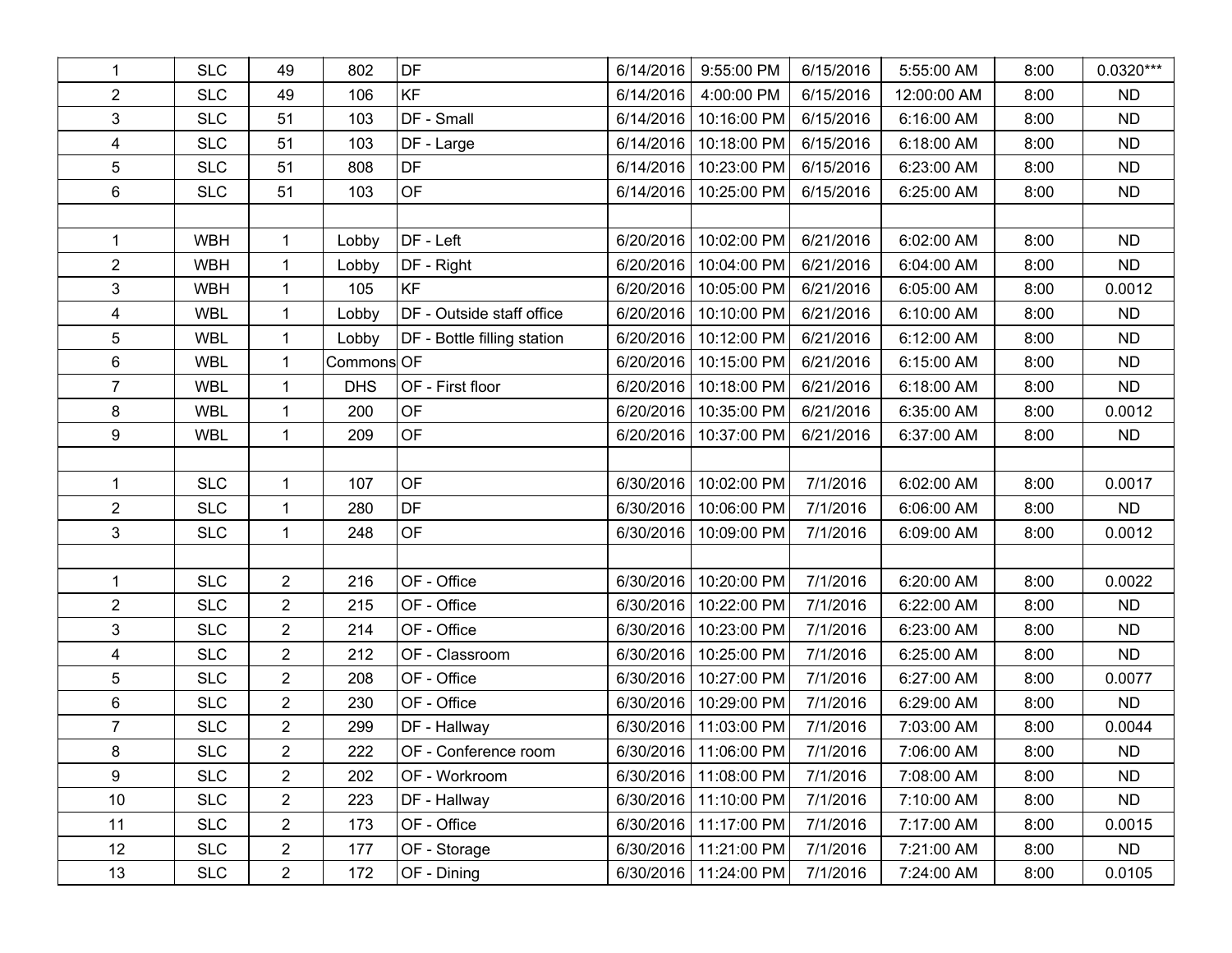| | | | | | | | | | | |
|---|---|---|---|---|---|---|---|---|---|---|
| 1 | SLC | 49 | 802 | DF | 6/14/2016 | 9:55:00 PM | 6/15/2016 | 5:55:00 AM | 8:00 | 0.0320*** |
| 2 | SLC | 49 | 106 | KF | 6/14/2016 | 4:00:00 PM | 6/15/2016 | 12:00:00 AM | 8:00 | ND |
| 3 | SLC | 51 | 103 | DF - Small | 6/14/2016 | 10:16:00 PM | 6/15/2016 | 6:16:00 AM | 8:00 | ND |
| 4 | SLC | 51 | 103 | DF - Large | 6/14/2016 | 10:18:00 PM | 6/15/2016 | 6:18:00 AM | 8:00 | ND |
| 5 | SLC | 51 | 808 | DF | 6/14/2016 | 10:23:00 PM | 6/15/2016 | 6:23:00 AM | 8:00 | ND |
| 6 | SLC | 51 | 103 | OF | 6/14/2016 | 10:25:00 PM | 6/15/2016 | 6:25:00 AM | 8:00 | ND |
| | | | | | | | | | | |
| 1 | WBH | 1 | Lobby | DF - Left | 6/20/2016 | 10:02:00 PM | 6/21/2016 | 6:02:00 AM | 8:00 | ND |
| 2 | WBH | 1 | Lobby | DF - Right | 6/20/2016 | 10:04:00 PM | 6/21/2016 | 6:04:00 AM | 8:00 | ND |
| 3 | WBH | 1 | 105 | KF | 6/20/2016 | 10:05:00 PM | 6/21/2016 | 6:05:00 AM | 8:00 | 0.0012 |
| 4 | WBL | 1 | Lobby | DF - Outside staff office | 6/20/2016 | 10:10:00 PM | 6/21/2016 | 6:10:00 AM | 8:00 | ND |
| 5 | WBL | 1 | Lobby | DF - Bottle filling station | 6/20/2016 | 10:12:00 PM | 6/21/2016 | 6:12:00 AM | 8:00 | ND |
| 6 | WBL | 1 | Commons | OF | 6/20/2016 | 10:15:00 PM | 6/21/2016 | 6:15:00 AM | 8:00 | ND |
| 7 | WBL | 1 | DHS | OF - First floor | 6/20/2016 | 10:18:00 PM | 6/21/2016 | 6:18:00 AM | 8:00 | ND |
| 8 | WBL | 1 | 200 | OF | 6/20/2016 | 10:35:00 PM | 6/21/2016 | 6:35:00 AM | 8:00 | 0.0012 |
| 9 | WBL | 1 | 209 | OF | 6/20/2016 | 10:37:00 PM | 6/21/2016 | 6:37:00 AM | 8:00 | ND |
| | | | | | | | | | | |
| 1 | SLC | 1 | 107 | OF | 6/30/2016 | 10:02:00 PM | 7/1/2016 | 6:02:00 AM | 8:00 | 0.0017 |
| 2 | SLC | 1 | 280 | DF | 6/30/2016 | 10:06:00 PM | 7/1/2016 | 6:06:00 AM | 8:00 | ND |
| 3 | SLC | 1 | 248 | OF | 6/30/2016 | 10:09:00 PM | 7/1/2016 | 6:09:00 AM | 8:00 | 0.0012 |
| | | | | | | | | | | |
| 1 | SLC | 2 | 216 | OF - Office | 6/30/2016 | 10:20:00 PM | 7/1/2016 | 6:20:00 AM | 8:00 | 0.0022 |
| 2 | SLC | 2 | 215 | OF - Office | 6/30/2016 | 10:22:00 PM | 7/1/2016 | 6:22:00 AM | 8:00 | ND |
| 3 | SLC | 2 | 214 | OF - Office | 6/30/2016 | 10:23:00 PM | 7/1/2016 | 6:23:00 AM | 8:00 | ND |
| 4 | SLC | 2 | 212 | OF - Classroom | 6/30/2016 | 10:25:00 PM | 7/1/2016 | 6:25:00 AM | 8:00 | ND |
| 5 | SLC | 2 | 208 | OF - Office | 6/30/2016 | 10:27:00 PM | 7/1/2016 | 6:27:00 AM | 8:00 | 0.0077 |
| 6 | SLC | 2 | 230 | OF - Office | 6/30/2016 | 10:29:00 PM | 7/1/2016 | 6:29:00 AM | 8:00 | ND |
| 7 | SLC | 2 | 299 | DF - Hallway | 6/30/2016 | 11:03:00 PM | 7/1/2016 | 7:03:00 AM | 8:00 | 0.0044 |
| 8 | SLC | 2 | 222 | OF - Conference room | 6/30/2016 | 11:06:00 PM | 7/1/2016 | 7:06:00 AM | 8:00 | ND |
| 9 | SLC | 2 | 202 | OF - Workroom | 6/30/2016 | 11:08:00 PM | 7/1/2016 | 7:08:00 AM | 8:00 | ND |
| 10 | SLC | 2 | 223 | DF - Hallway | 6/30/2016 | 11:10:00 PM | 7/1/2016 | 7:10:00 AM | 8:00 | ND |
| 11 | SLC | 2 | 173 | OF - Office | 6/30/2016 | 11:17:00 PM | 7/1/2016 | 7:17:00 AM | 8:00 | 0.0015 |
| 12 | SLC | 2 | 177 | OF - Storage | 6/30/2016 | 11:21:00 PM | 7/1/2016 | 7:21:00 AM | 8:00 | ND |
| 13 | SLC | 2 | 172 | OF - Dining | 6/30/2016 | 11:24:00 PM | 7/1/2016 | 7:24:00 AM | 8:00 | 0.0105 |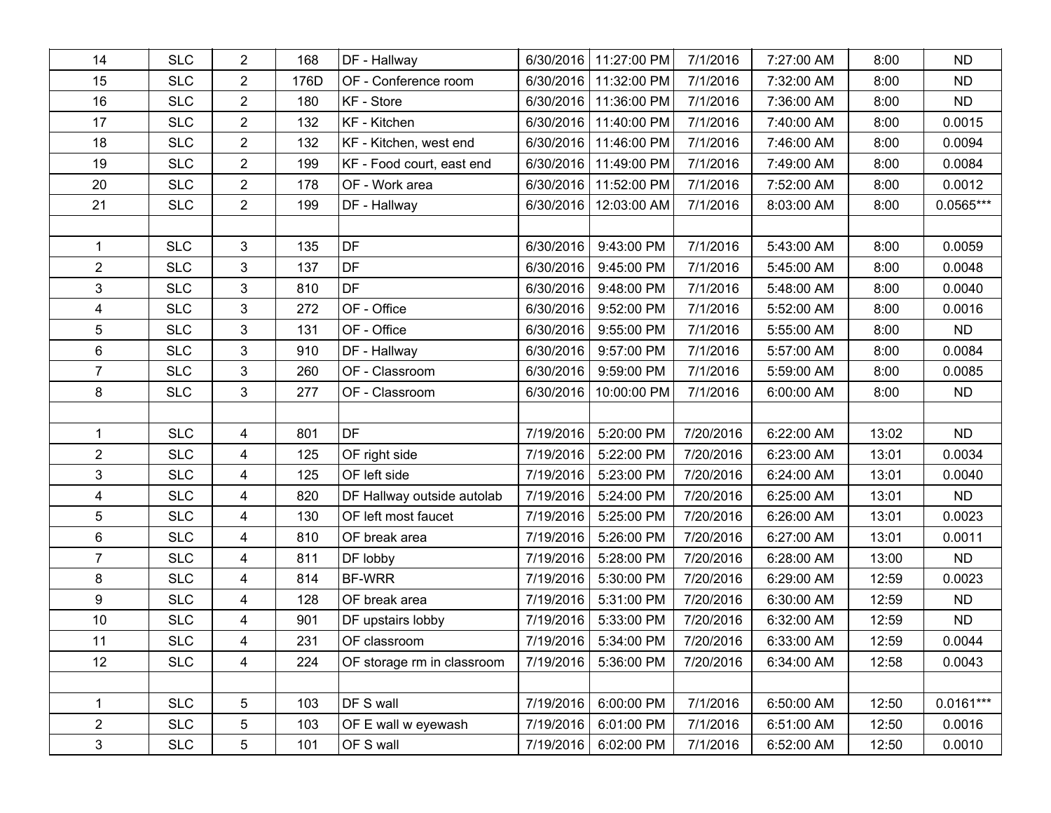| | | | | | | | | | | |
|---|---|---|---|---|---|---|---|---|---|---|
| 14 | SLC | 2 | 168 | DF - Hallway | 6/30/2016 | 11:27:00 PM | 7/1/2016 | 7:27:00 AM | 8:00 | ND |
| 15 | SLC | 2 | 176D | OF - Conference room | 6/30/2016 | 11:32:00 PM | 7/1/2016 | 7:32:00 AM | 8:00 | ND |
| 16 | SLC | 2 | 180 | KF - Store | 6/30/2016 | 11:36:00 PM | 7/1/2016 | 7:36:00 AM | 8:00 | ND |
| 17 | SLC | 2 | 132 | KF - Kitchen | 6/30/2016 | 11:40:00 PM | 7/1/2016 | 7:40:00 AM | 8:00 | 0.0015 |
| 18 | SLC | 2 | 132 | KF - Kitchen, west end | 6/30/2016 | 11:46:00 PM | 7/1/2016 | 7:46:00 AM | 8:00 | 0.0094 |
| 19 | SLC | 2 | 199 | KF - Food court, east end | 6/30/2016 | 11:49:00 PM | 7/1/2016 | 7:49:00 AM | 8:00 | 0.0084 |
| 20 | SLC | 2 | 178 | OF - Work area | 6/30/2016 | 11:52:00 PM | 7/1/2016 | 7:52:00 AM | 8:00 | 0.0012 |
| 21 | SLC | 2 | 199 | DF - Hallway | 6/30/2016 | 12:03:00 AM | 7/1/2016 | 8:03:00 AM | 8:00 | 0.0565*** |
| | | | | | | | | | | |
| 1 | SLC | 3 | 135 | DF | 6/30/2016 | 9:43:00 PM | 7/1/2016 | 5:43:00 AM | 8:00 | 0.0059 |
| 2 | SLC | 3 | 137 | DF | 6/30/2016 | 9:45:00 PM | 7/1/2016 | 5:45:00 AM | 8:00 | 0.0048 |
| 3 | SLC | 3 | 810 | DF | 6/30/2016 | 9:48:00 PM | 7/1/2016 | 5:48:00 AM | 8:00 | 0.0040 |
| 4 | SLC | 3 | 272 | OF - Office | 6/30/2016 | 9:52:00 PM | 7/1/2016 | 5:52:00 AM | 8:00 | 0.0016 |
| 5 | SLC | 3 | 131 | OF - Office | 6/30/2016 | 9:55:00 PM | 7/1/2016 | 5:55:00 AM | 8:00 | ND |
| 6 | SLC | 3 | 910 | DF - Hallway | 6/30/2016 | 9:57:00 PM | 7/1/2016 | 5:57:00 AM | 8:00 | 0.0084 |
| 7 | SLC | 3 | 260 | OF - Classroom | 6/30/2016 | 9:59:00 PM | 7/1/2016 | 5:59:00 AM | 8:00 | 0.0085 |
| 8 | SLC | 3 | 277 | OF - Classroom | 6/30/2016 | 10:00:00 PM | 7/1/2016 | 6:00:00 AM | 8:00 | ND |
| | | | | | | | | | | |
| 1 | SLC | 4 | 801 | DF | 7/19/2016 | 5:20:00 PM | 7/20/2016 | 6:22:00 AM | 13:02 | ND |
| 2 | SLC | 4 | 125 | OF right side | 7/19/2016 | 5:22:00 PM | 7/20/2016 | 6:23:00 AM | 13:01 | 0.0034 |
| 3 | SLC | 4 | 125 | OF left side | 7/19/2016 | 5:23:00 PM | 7/20/2016 | 6:24:00 AM | 13:01 | 0.0040 |
| 4 | SLC | 4 | 820 | DF Hallway outside autolab | 7/19/2016 | 5:24:00 PM | 7/20/2016 | 6:25:00 AM | 13:01 | ND |
| 5 | SLC | 4 | 130 | OF left most faucet | 7/19/2016 | 5:25:00 PM | 7/20/2016 | 6:26:00 AM | 13:01 | 0.0023 |
| 6 | SLC | 4 | 810 | OF break area | 7/19/2016 | 5:26:00 PM | 7/20/2016 | 6:27:00 AM | 13:01 | 0.0011 |
| 7 | SLC | 4 | 811 | DF lobby | 7/19/2016 | 5:28:00 PM | 7/20/2016 | 6:28:00 AM | 13:00 | ND |
| 8 | SLC | 4 | 814 | BF-WRR | 7/19/2016 | 5:30:00 PM | 7/20/2016 | 6:29:00 AM | 12:59 | 0.0023 |
| 9 | SLC | 4 | 128 | OF break area | 7/19/2016 | 5:31:00 PM | 7/20/2016 | 6:30:00 AM | 12:59 | ND |
| 10 | SLC | 4 | 901 | DF upstairs lobby | 7/19/2016 | 5:33:00 PM | 7/20/2016 | 6:32:00 AM | 12:59 | ND |
| 11 | SLC | 4 | 231 | OF classroom | 7/19/2016 | 5:34:00 PM | 7/20/2016 | 6:33:00 AM | 12:59 | 0.0044 |
| 12 | SLC | 4 | 224 | OF storage rm in classroom | 7/19/2016 | 5:36:00 PM | 7/20/2016 | 6:34:00 AM | 12:58 | 0.0043 |
| | | | | | | | | | | |
| 1 | SLC | 5 | 103 | DF S wall | 7/19/2016 | 6:00:00 PM | 7/1/2016 | 6:50:00 AM | 12:50 | 0.0161*** |
| 2 | SLC | 5 | 103 | OF E wall w eyewash | 7/19/2016 | 6:01:00 PM | 7/1/2016 | 6:51:00 AM | 12:50 | 0.0016 |
| 3 | SLC | 5 | 101 | OF S wall | 7/19/2016 | 6:02:00 PM | 7/1/2016 | 6:52:00 AM | 12:50 | 0.0010 |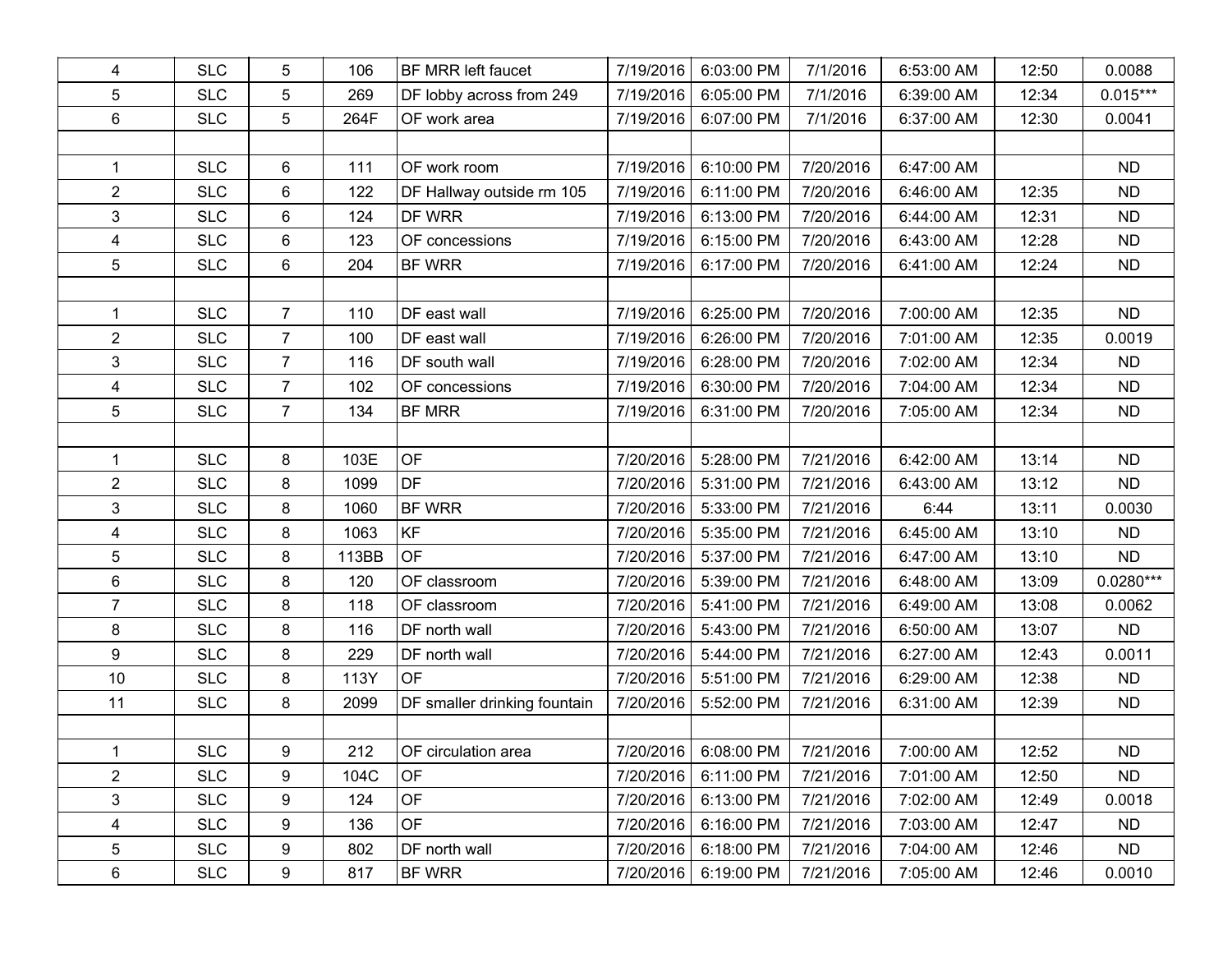| | | | | | | | | | | |
|---|---|---|---|---|---|---|---|---|---|---|
| 4 | SLC | 5 | 106 | BF MRR left faucet | 7/19/2016 | 6:03:00 PM | 7/1/2016 | 6:53:00 AM | 12:50 | 0.0088 |
| 5 | SLC | 5 | 269 | DF lobby across from 249 | 7/19/2016 | 6:05:00 PM | 7/1/2016 | 6:39:00 AM | 12:34 | 0.015*** |
| 6 | SLC | 5 | 264F | OF work area | 7/19/2016 | 6:07:00 PM | 7/1/2016 | 6:37:00 AM | 12:30 | 0.0041 |
| | | | | | | | | | | |
| 1 | SLC | 6 | 111 | OF work room | 7/19/2016 | 6:10:00 PM | 7/20/2016 | 6:47:00 AM | | ND |
| 2 | SLC | 6 | 122 | DF Hallway outside rm 105 | 7/19/2016 | 6:11:00 PM | 7/20/2016 | 6:46:00 AM | 12:35 | ND |
| 3 | SLC | 6 | 124 | DF WRR | 7/19/2016 | 6:13:00 PM | 7/20/2016 | 6:44:00 AM | 12:31 | ND |
| 4 | SLC | 6 | 123 | OF concessions | 7/19/2016 | 6:15:00 PM | 7/20/2016 | 6:43:00 AM | 12:28 | ND |
| 5 | SLC | 6 | 204 | BF WRR | 7/19/2016 | 6:17:00 PM | 7/20/2016 | 6:41:00 AM | 12:24 | ND |
| | | | | | | | | | | |
| 1 | SLC | 7 | 110 | DF east wall | 7/19/2016 | 6:25:00 PM | 7/20/2016 | 7:00:00 AM | 12:35 | ND |
| 2 | SLC | 7 | 100 | DF east wall | 7/19/2016 | 6:26:00 PM | 7/20/2016 | 7:01:00 AM | 12:35 | 0.0019 |
| 3 | SLC | 7 | 116 | DF south wall | 7/19/2016 | 6:28:00 PM | 7/20/2016 | 7:02:00 AM | 12:34 | ND |
| 4 | SLC | 7 | 102 | OF concessions | 7/19/2016 | 6:30:00 PM | 7/20/2016 | 7:04:00 AM | 12:34 | ND |
| 5 | SLC | 7 | 134 | BF MRR | 7/19/2016 | 6:31:00 PM | 7/20/2016 | 7:05:00 AM | 12:34 | ND |
| | | | | | | | | | | |
| 1 | SLC | 8 | 103E | OF | 7/20/2016 | 5:28:00 PM | 7/21/2016 | 6:42:00 AM | 13:14 | ND |
| 2 | SLC | 8 | 1099 | DF | 7/20/2016 | 5:31:00 PM | 7/21/2016 | 6:43:00 AM | 13:12 | ND |
| 3 | SLC | 8 | 1060 | BF WRR | 7/20/2016 | 5:33:00 PM | 7/21/2016 | 6:44 | 13:11 | 0.0030 |
| 4 | SLC | 8 | 1063 | KF | 7/20/2016 | 5:35:00 PM | 7/21/2016 | 6:45:00 AM | 13:10 | ND |
| 5 | SLC | 8 | 113BB | OF | 7/20/2016 | 5:37:00 PM | 7/21/2016 | 6:47:00 AM | 13:10 | ND |
| 6 | SLC | 8 | 120 | OF classroom | 7/20/2016 | 5:39:00 PM | 7/21/2016 | 6:48:00 AM | 13:09 | 0.0280*** |
| 7 | SLC | 8 | 118 | OF classroom | 7/20/2016 | 5:41:00 PM | 7/21/2016 | 6:49:00 AM | 13:08 | 0.0062 |
| 8 | SLC | 8 | 116 | DF north wall | 7/20/2016 | 5:43:00 PM | 7/21/2016 | 6:50:00 AM | 13:07 | ND |
| 9 | SLC | 8 | 229 | DF north wall | 7/20/2016 | 5:44:00 PM | 7/21/2016 | 6:27:00 AM | 12:43 | 0.0011 |
| 10 | SLC | 8 | 113Y | OF | 7/20/2016 | 5:51:00 PM | 7/21/2016 | 6:29:00 AM | 12:38 | ND |
| 11 | SLC | 8 | 2099 | DF smaller drinking fountain | 7/20/2016 | 5:52:00 PM | 7/21/2016 | 6:31:00 AM | 12:39 | ND |
| | | | | | | | | | | |
| 1 | SLC | 9 | 212 | OF circulation area | 7/20/2016 | 6:08:00 PM | 7/21/2016 | 7:00:00 AM | 12:52 | ND |
| 2 | SLC | 9 | 104C | OF | 7/20/2016 | 6:11:00 PM | 7/21/2016 | 7:01:00 AM | 12:50 | ND |
| 3 | SLC | 9 | 124 | OF | 7/20/2016 | 6:13:00 PM | 7/21/2016 | 7:02:00 AM | 12:49 | 0.0018 |
| 4 | SLC | 9 | 136 | OF | 7/20/2016 | 6:16:00 PM | 7/21/2016 | 7:03:00 AM | 12:47 | ND |
| 5 | SLC | 9 | 802 | DF north wall | 7/20/2016 | 6:18:00 PM | 7/21/2016 | 7:04:00 AM | 12:46 | ND |
| 6 | SLC | 9 | 817 | BF WRR | 7/20/2016 | 6:19:00 PM | 7/21/2016 | 7:05:00 AM | 12:46 | 0.0010 |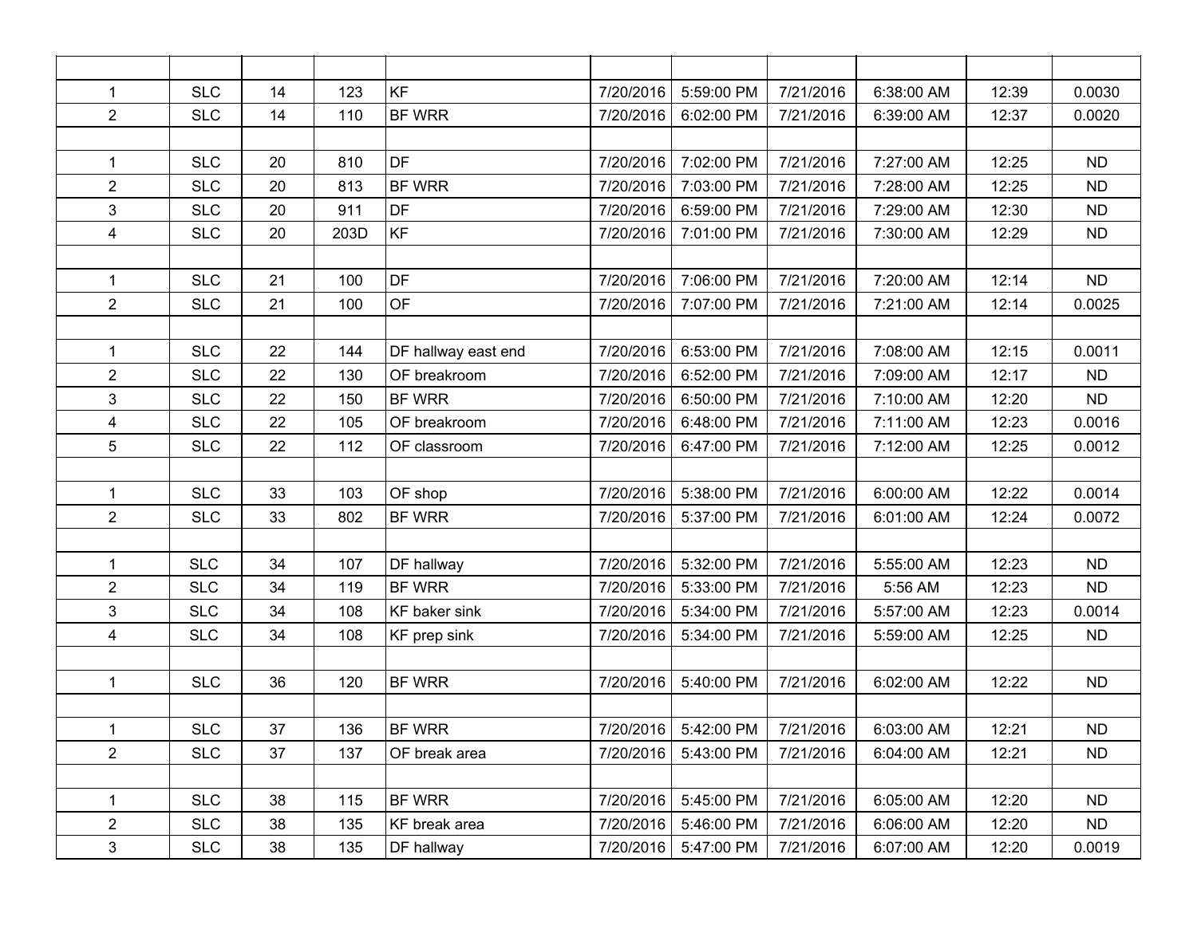| | | | | | | | | | | |
|---|---|---|---|---|---|---|---|---|---|---|
| 1 | SLC | 14 | 123 | KF | 7/20/2016 | 5:59:00 PM | 7/21/2016 | 6:38:00 AM | 12:39 | 0.0030 |
| 2 | SLC | 14 | 110 | BF WRR | 7/20/2016 | 6:02:00 PM | 7/21/2016 | 6:39:00 AM | 12:37 | 0.0020 |
| | | | | | | | | | | |
| 1 | SLC | 20 | 810 | DF | 7/20/2016 | 7:02:00 PM | 7/21/2016 | 7:27:00 AM | 12:25 | ND |
| 2 | SLC | 20 | 813 | BF WRR | 7/20/2016 | 7:03:00 PM | 7/21/2016 | 7:28:00 AM | 12:25 | ND |
| 3 | SLC | 20 | 911 | DF | 7/20/2016 | 6:59:00 PM | 7/21/2016 | 7:29:00 AM | 12:30 | ND |
| 4 | SLC | 20 | 203D | KF | 7/20/2016 | 7:01:00 PM | 7/21/2016 | 7:30:00 AM | 12:29 | ND |
| | | | | | | | | | | |
| 1 | SLC | 21 | 100 | DF | 7/20/2016 | 7:06:00 PM | 7/21/2016 | 7:20:00 AM | 12:14 | ND |
| 2 | SLC | 21 | 100 | OF | 7/20/2016 | 7:07:00 PM | 7/21/2016 | 7:21:00 AM | 12:14 | 0.0025 |
| | | | | | | | | | | |
| 1 | SLC | 22 | 144 | DF hallway east end | 7/20/2016 | 6:53:00 PM | 7/21/2016 | 7:08:00 AM | 12:15 | 0.0011 |
| 2 | SLC | 22 | 130 | OF breakroom | 7/20/2016 | 6:52:00 PM | 7/21/2016 | 7:09:00 AM | 12:17 | ND |
| 3 | SLC | 22 | 150 | BF WRR | 7/20/2016 | 6:50:00 PM | 7/21/2016 | 7:10:00 AM | 12:20 | ND |
| 4 | SLC | 22 | 105 | OF breakroom | 7/20/2016 | 6:48:00 PM | 7/21/2016 | 7:11:00 AM | 12:23 | 0.0016 |
| 5 | SLC | 22 | 112 | OF classroom | 7/20/2016 | 6:47:00 PM | 7/21/2016 | 7:12:00 AM | 12:25 | 0.0012 |
| | | | | | | | | | | |
| 1 | SLC | 33 | 103 | OF shop | 7/20/2016 | 5:38:00 PM | 7/21/2016 | 6:00:00 AM | 12:22 | 0.0014 |
| 2 | SLC | 33 | 802 | BF WRR | 7/20/2016 | 5:37:00 PM | 7/21/2016 | 6:01:00 AM | 12:24 | 0.0072 |
| | | | | | | | | | | |
| 1 | SLC | 34 | 107 | DF hallway | 7/20/2016 | 5:32:00 PM | 7/21/2016 | 5:55:00 AM | 12:23 | ND |
| 2 | SLC | 34 | 119 | BF WRR | 7/20/2016 | 5:33:00 PM | 7/21/2016 | 5:56 AM | 12:23 | ND |
| 3 | SLC | 34 | 108 | KF baker sink | 7/20/2016 | 5:34:00 PM | 7/21/2016 | 5:57:00 AM | 12:23 | 0.0014 |
| 4 | SLC | 34 | 108 | KF prep sink | 7/20/2016 | 5:34:00 PM | 7/21/2016 | 5:59:00 AM | 12:25 | ND |
| | | | | | | | | | | |
| 1 | SLC | 36 | 120 | BF WRR | 7/20/2016 | 5:40:00 PM | 7/21/2016 | 6:02:00 AM | 12:22 | ND |
| | | | | | | | | | | |
| 1 | SLC | 37 | 136 | BF WRR | 7/20/2016 | 5:42:00 PM | 7/21/2016 | 6:03:00 AM | 12:21 | ND |
| 2 | SLC | 37 | 137 | OF break area | 7/20/2016 | 5:43:00 PM | 7/21/2016 | 6:04:00 AM | 12:21 | ND |
| | | | | | | | | | | |
| 1 | SLC | 38 | 115 | BF WRR | 7/20/2016 | 5:45:00 PM | 7/21/2016 | 6:05:00 AM | 12:20 | ND |
| 2 | SLC | 38 | 135 | KF break area | 7/20/2016 | 5:46:00 PM | 7/21/2016 | 6:06:00 AM | 12:20 | ND |
| 3 | SLC | 38 | 135 | DF hallway | 7/20/2016 | 5:47:00 PM | 7/21/2016 | 6:07:00 AM | 12:20 | 0.0019 |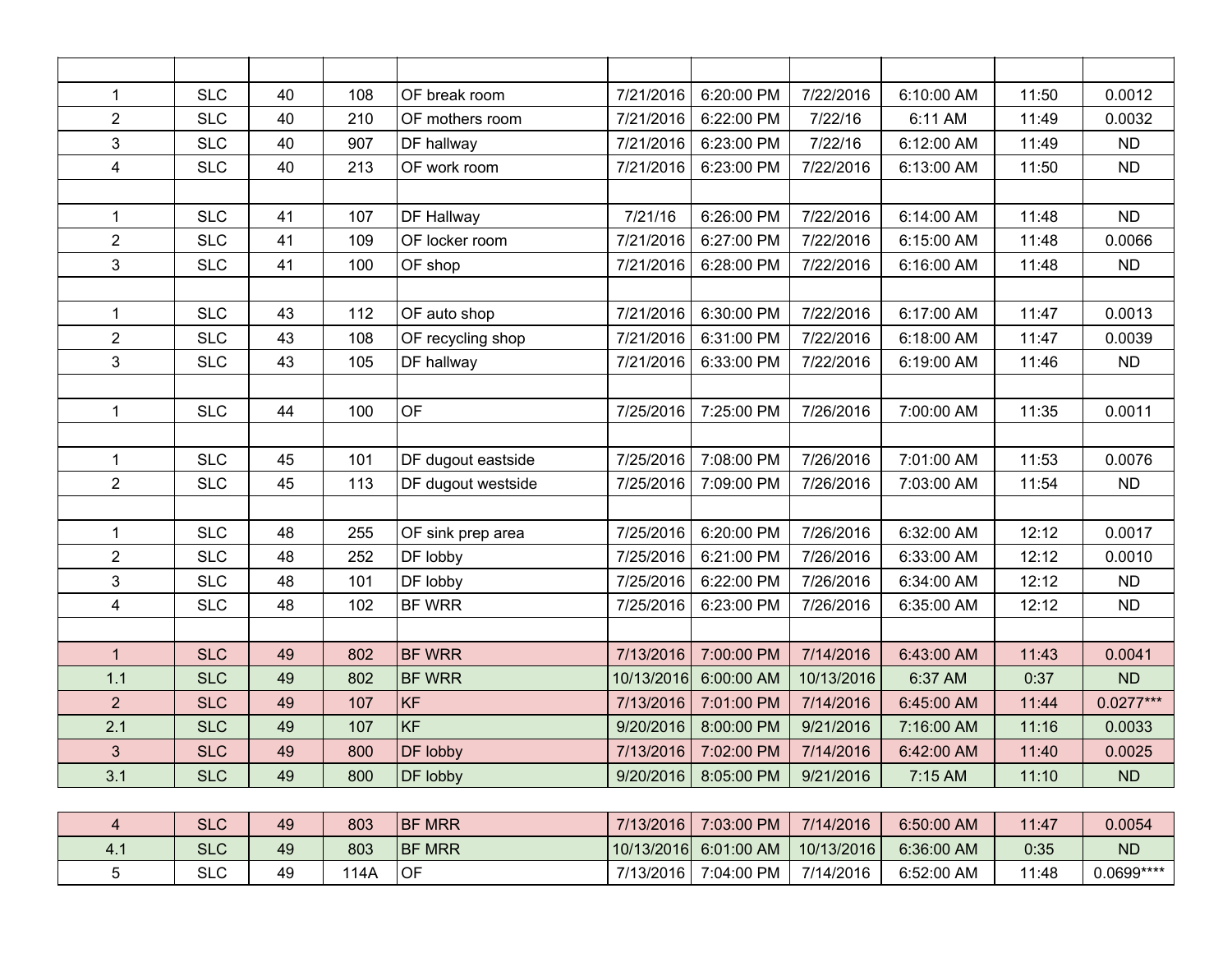| | | | | | | | | | | |
|---|---|---|---|---|---|---|---|---|---|---|
| 1 | SLC | 40 | 108 | OF break room | 7/21/2016 | 6:20:00 PM | 7/22/2016 | 6:10:00 AM | 11:50 | 0.0012 |
| 2 | SLC | 40 | 210 | OF mothers room | 7/21/2016 | 6:22:00 PM | 7/22/16 | 6:11 AM | 11:49 | 0.0032 |
| 3 | SLC | 40 | 907 | DF hallway | 7/21/2016 | 6:23:00 PM | 7/22/16 | 6:12:00 AM | 11:49 | ND |
| 4 | SLC | 40 | 213 | OF work room | 7/21/2016 | 6:23:00 PM | 7/22/2016 | 6:13:00 AM | 11:50 | ND |
| | | | | | | | | | | |
| 1 | SLC | 41 | 107 | DF Hallway | 7/21/16 | 6:26:00 PM | 7/22/2016 | 6:14:00 AM | 11:48 | ND |
| 2 | SLC | 41 | 109 | OF locker room | 7/21/2016 | 6:27:00 PM | 7/22/2016 | 6:15:00 AM | 11:48 | 0.0066 |
| 3 | SLC | 41 | 100 | OF shop | 7/21/2016 | 6:28:00 PM | 7/22/2016 | 6:16:00 AM | 11:48 | ND |
| | | | | | | | | | | |
| 1 | SLC | 43 | 112 | OF auto shop | 7/21/2016 | 6:30:00 PM | 7/22/2016 | 6:17:00 AM | 11:47 | 0.0013 |
| 2 | SLC | 43 | 108 | OF recycling shop | 7/21/2016 | 6:31:00 PM | 7/22/2016 | 6:18:00 AM | 11:47 | 0.0039 |
| 3 | SLC | 43 | 105 | DF hallway | 7/21/2016 | 6:33:00 PM | 7/22/2016 | 6:19:00 AM | 11:46 | ND |
| | | | | | | | | | | |
| 1 | SLC | 44 | 100 | OF | 7/25/2016 | 7:25:00 PM | 7/26/2016 | 7:00:00 AM | 11:35 | 0.0011 |
| | | | | | | | | | | |
| 1 | SLC | 45 | 101 | DF dugout eastside | 7/25/2016 | 7:08:00 PM | 7/26/2016 | 7:01:00 AM | 11:53 | 0.0076 |
| 2 | SLC | 45 | 113 | DF dugout westside | 7/25/2016 | 7:09:00 PM | 7/26/2016 | 7:03:00 AM | 11:54 | ND |
| | | | | | | | | | | |
| 1 | SLC | 48 | 255 | OF sink prep area | 7/25/2016 | 6:20:00 PM | 7/26/2016 | 6:32:00 AM | 12:12 | 0.0017 |
| 2 | SLC | 48 | 252 | DF lobby | 7/25/2016 | 6:21:00 PM | 7/26/2016 | 6:33:00 AM | 12:12 | 0.0010 |
| 3 | SLC | 48 | 101 | DF lobby | 7/25/2016 | 6:22:00 PM | 7/26/2016 | 6:34:00 AM | 12:12 | ND |
| 4 | SLC | 48 | 102 | BF WRR | 7/25/2016 | 6:23:00 PM | 7/26/2016 | 6:35:00 AM | 12:12 | ND |
| | | | | | | | | | | |
| 1 | SLC | 49 | 802 | BF WRR | 7/13/2016 | 7:00:00 PM | 7/14/2016 | 6:43:00 AM | 11:43 | 0.0041 |
| 1.1 | SLC | 49 | 802 | BF WRR | 10/13/2016 | 6:00:00 AM | 10/13/2016 | 6:37 AM | 0:37 | ND |
| 2 | SLC | 49 | 107 | KF | 7/13/2016 | 7:01:00 PM | 7/14/2016 | 6:45:00 AM | 11:44 | 0.0277*** |
| 2.1 | SLC | 49 | 107 | KF | 9/20/2016 | 8:00:00 PM | 9/21/2016 | 7:16:00 AM | 11:16 | 0.0033 |
| 3 | SLC | 49 | 800 | DF lobby | 7/13/2016 | 7:02:00 PM | 7/14/2016 | 6:42:00 AM | 11:40 | 0.0025 |
| 3.1 | SLC | 49 | 800 | DF lobby | 9/20/2016 | 8:05:00 PM | 9/21/2016 | 7:15 AM | 11:10 | ND |
| | | | | | | | | | | |
| 4 | SLC | 49 | 803 | BF MRR | 7/13/2016 | 7:03:00 PM | 7/14/2016 | 6:50:00 AM | 11:47 | 0.0054 |
| 4.1 | SLC | 49 | 803 | BF MRR | 10/13/2016 | 6:01:00 AM | 10/13/2016 | 6:36:00 AM | 0:35 | ND |
| 5 | SLC | 49 | 114A | OF | 7/13/2016 | 7:04:00 PM | 7/14/2016 | 6:52:00 AM | 11:48 | 0.0699**** |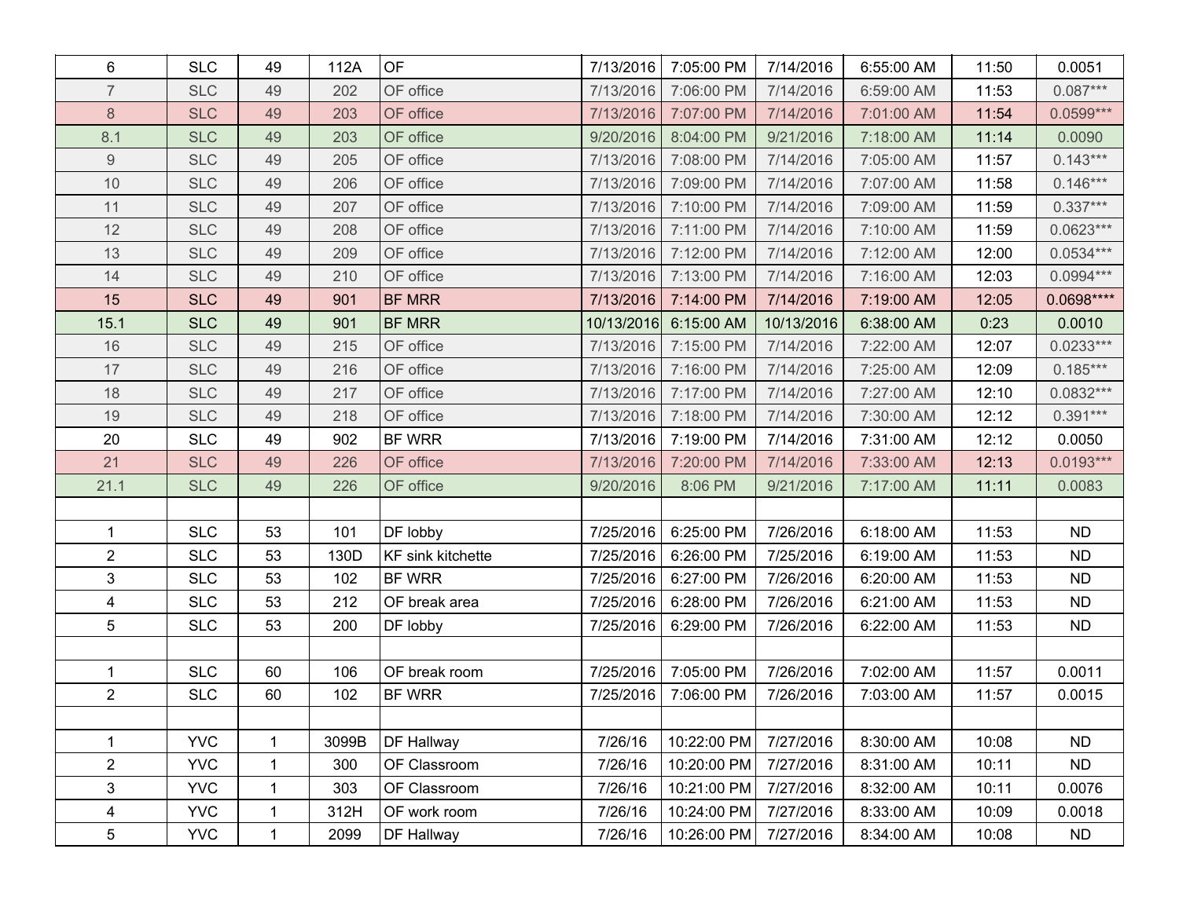| | | | | | | | | | | |
|---|---|---|---|---|---|---|---|---|---|---|
| 6 | SLC | 49 | 112A | OF | 7/13/2016 | 7:05:00 PM | 7/14/2016 | 6:55:00 AM | 11:50 | 0.0051 |
| 7 | SLC | 49 | 202 | OF office | 7/13/2016 | 7:06:00 PM | 7/14/2016 | 6:59:00 AM | 11:53 | 0.087*** |
| 8 | SLC | 49 | 203 | OF office | 7/13/2016 | 7:07:00 PM | 7/14/2016 | 7:01:00 AM | 11:54 | 0.0599*** |
| 8.1 | SLC | 49 | 203 | OF office | 9/20/2016 | 8:04:00 PM | 9/21/2016 | 7:18:00 AM | 11:14 | 0.0090 |
| 9 | SLC | 49 | 205 | OF office | 7/13/2016 | 7:08:00 PM | 7/14/2016 | 7:05:00 AM | 11:57 | 0.143*** |
| 10 | SLC | 49 | 206 | OF office | 7/13/2016 | 7:09:00 PM | 7/14/2016 | 7:07:00 AM | 11:58 | 0.146*** |
| 11 | SLC | 49 | 207 | OF office | 7/13/2016 | 7:10:00 PM | 7/14/2016 | 7:09:00 AM | 11:59 | 0.337*** |
| 12 | SLC | 49 | 208 | OF office | 7/13/2016 | 7:11:00 PM | 7/14/2016 | 7:10:00 AM | 11:59 | 0.0623*** |
| 13 | SLC | 49 | 209 | OF office | 7/13/2016 | 7:12:00 PM | 7/14/2016 | 7:12:00 AM | 12:00 | 0.0534*** |
| 14 | SLC | 49 | 210 | OF office | 7/13/2016 | 7:13:00 PM | 7/14/2016 | 7:16:00 AM | 12:03 | 0.0994*** |
| 15 | SLC | 49 | 901 | BF MRR | 7/13/2016 | 7:14:00 PM | 7/14/2016 | 7:19:00 AM | 12:05 | 0.0698**** |
| 15.1 | SLC | 49 | 901 | BF MRR | 10/13/2016 | 6:15:00 AM | 10/13/2016 | 6:38:00 AM | 0:23 | 0.0010 |
| 16 | SLC | 49 | 215 | OF office | 7/13/2016 | 7:15:00 PM | 7/14/2016 | 7:22:00 AM | 12:07 | 0.0233*** |
| 17 | SLC | 49 | 216 | OF office | 7/13/2016 | 7:16:00 PM | 7/14/2016 | 7:25:00 AM | 12:09 | 0.185*** |
| 18 | SLC | 49 | 217 | OF office | 7/13/2016 | 7:17:00 PM | 7/14/2016 | 7:27:00 AM | 12:10 | 0.0832*** |
| 19 | SLC | 49 | 218 | OF office | 7/13/2016 | 7:18:00 PM | 7/14/2016 | 7:30:00 AM | 12:12 | 0.391*** |
| 20 | SLC | 49 | 902 | BF WRR | 7/13/2016 | 7:19:00 PM | 7/14/2016 | 7:31:00 AM | 12:12 | 0.0050 |
| 21 | SLC | 49 | 226 | OF office | 7/13/2016 | 7:20:00 PM | 7/14/2016 | 7:33:00 AM | 12:13 | 0.0193*** |
| 21.1 | SLC | 49 | 226 | OF office | 9/20/2016 | 8:06 PM | 9/21/2016 | 7:17:00 AM | 11:11 | 0.0083 |
| | | | | | | | | | | |
| 1 | SLC | 53 | 101 | DF lobby | 7/25/2016 | 6:25:00 PM | 7/26/2016 | 6:18:00 AM | 11:53 | ND |
| 2 | SLC | 53 | 130D | KF sink kitchette | 7/25/2016 | 6:26:00 PM | 7/25/2016 | 6:19:00 AM | 11:53 | ND |
| 3 | SLC | 53 | 102 | BF WRR | 7/25/2016 | 6:27:00 PM | 7/26/2016 | 6:20:00 AM | 11:53 | ND |
| 4 | SLC | 53 | 212 | OF break area | 7/25/2016 | 6:28:00 PM | 7/26/2016 | 6:21:00 AM | 11:53 | ND |
| 5 | SLC | 53 | 200 | DF lobby | 7/25/2016 | 6:29:00 PM | 7/26/2016 | 6:22:00 AM | 11:53 | ND |
| | | | | | | | | | | |
| 1 | SLC | 60 | 106 | OF break room | 7/25/2016 | 7:05:00 PM | 7/26/2016 | 7:02:00 AM | 11:57 | 0.0011 |
| 2 | SLC | 60 | 102 | BF WRR | 7/25/2016 | 7:06:00 PM | 7/26/2016 | 7:03:00 AM | 11:57 | 0.0015 |
| | | | | | | | | | | |
| 1 | YVC | 1 | 3099B | DF Hallway | 7/26/16 | 10:22:00 PM | 7/27/2016 | 8:30:00 AM | 10:08 | ND |
| 2 | YVC | 1 | 300 | OF Classroom | 7/26/16 | 10:20:00 PM | 7/27/2016 | 8:31:00 AM | 10:11 | ND |
| 3 | YVC | 1 | 303 | OF Classroom | 7/26/16 | 10:21:00 PM | 7/27/2016 | 8:32:00 AM | 10:11 | 0.0076 |
| 4 | YVC | 1 | 312H | OF work room | 7/26/16 | 10:24:00 PM | 7/27/2016 | 8:33:00 AM | 10:09 | 0.0018 |
| 5 | YVC | 1 | 2099 | DF Hallway | 7/26/16 | 10:26:00 PM | 7/27/2016 | 8:34:00 AM | 10:08 | ND |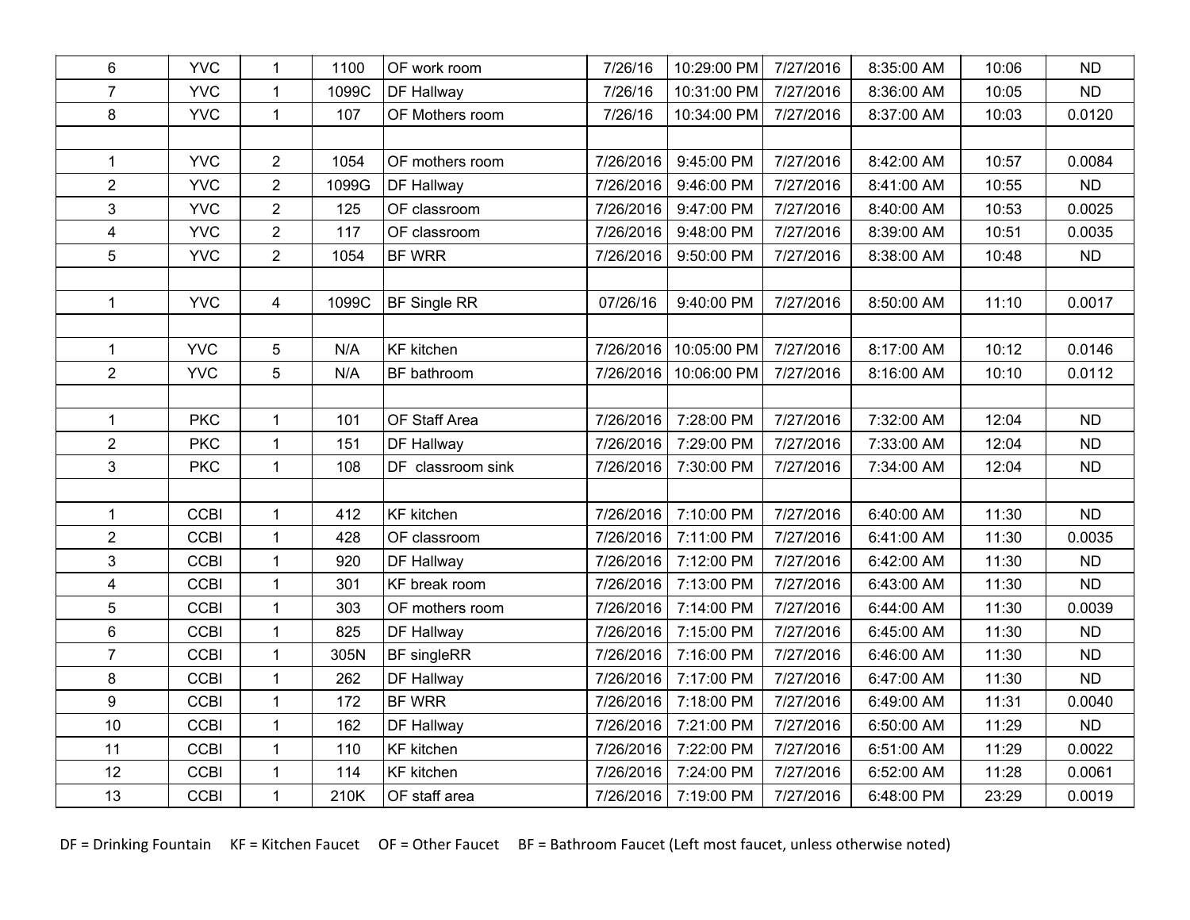| | | | | | | | | | | |
|---|---|---|---|---|---|---|---|---|---|---|
| 6 | YVC | 1 | 1100 | OF work room | 7/26/16 | 10:29:00 PM | 7/27/2016 | 8:35:00 AM | 10:06 | ND |
| 7 | YVC | 1 | 1099C | DF Hallway | 7/26/16 | 10:31:00 PM | 7/27/2016 | 8:36:00 AM | 10:05 | ND |
| 8 | YVC | 1 | 107 | OF Mothers room | 7/26/16 | 10:34:00 PM | 7/27/2016 | 8:37:00 AM | 10:03 | 0.0120 |
| | | | | | | | | | | |
| 1 | YVC | 2 | 1054 | OF mothers room | 7/26/2016 | 9:45:00 PM | 7/27/2016 | 8:42:00 AM | 10:57 | 0.0084 |
| 2 | YVC | 2 | 1099G | DF Hallway | 7/26/2016 | 9:46:00 PM | 7/27/2016 | 8:41:00 AM | 10:55 | ND |
| 3 | YVC | 2 | 125 | OF classroom | 7/26/2016 | 9:47:00 PM | 7/27/2016 | 8:40:00 AM | 10:53 | 0.0025 |
| 4 | YVC | 2 | 117 | OF classroom | 7/26/2016 | 9:48:00 PM | 7/27/2016 | 8:39:00 AM | 10:51 | 0.0035 |
| 5 | YVC | 2 | 1054 | BF WRR | 7/26/2016 | 9:50:00 PM | 7/27/2016 | 8:38:00 AM | 10:48 | ND |
| | | | | | | | | | | |
| 1 | YVC | 4 | 1099C | BF Single RR | 07/26/16 | 9:40:00 PM | 7/27/2016 | 8:50:00 AM | 11:10 | 0.0017 |
| | | | | | | | | | | |
| 1 | YVC | 5 | N/A | KF kitchen | 7/26/2016 | 10:05:00 PM | 7/27/2016 | 8:17:00 AM | 10:12 | 0.0146 |
| 2 | YVC | 5 | N/A | BF bathroom | 7/26/2016 | 10:06:00 PM | 7/27/2016 | 8:16:00 AM | 10:10 | 0.0112 |
| | | | | | | | | | | |
| 1 | PKC | 1 | 101 | OF Staff Area | 7/26/2016 | 7:28:00 PM | 7/27/2016 | 7:32:00 AM | 12:04 | ND |
| 2 | PKC | 1 | 151 | DF Hallway | 7/26/2016 | 7:29:00 PM | 7/27/2016 | 7:33:00 AM | 12:04 | ND |
| 3 | PKC | 1 | 108 | DF classroom sink | 7/26/2016 | 7:30:00 PM | 7/27/2016 | 7:34:00 AM | 12:04 | ND |
| | | | | | | | | | | |
| 1 | CCBI | 1 | 412 | KF kitchen | 7/26/2016 | 7:10:00 PM | 7/27/2016 | 6:40:00 AM | 11:30 | ND |
| 2 | CCBI | 1 | 428 | OF classroom | 7/26/2016 | 7:11:00 PM | 7/27/2016 | 6:41:00 AM | 11:30 | 0.0035 |
| 3 | CCBI | 1 | 920 | DF Hallway | 7/26/2016 | 7:12:00 PM | 7/27/2016 | 6:42:00 AM | 11:30 | ND |
| 4 | CCBI | 1 | 301 | KF break room | 7/26/2016 | 7:13:00 PM | 7/27/2016 | 6:43:00 AM | 11:30 | ND |
| 5 | CCBI | 1 | 303 | OF mothers room | 7/26/2016 | 7:14:00 PM | 7/27/2016 | 6:44:00 AM | 11:30 | 0.0039 |
| 6 | CCBI | 1 | 825 | DF Hallway | 7/26/2016 | 7:15:00 PM | 7/27/2016 | 6:45:00 AM | 11:30 | ND |
| 7 | CCBI | 1 | 305N | BF singleRR | 7/26/2016 | 7:16:00 PM | 7/27/2016 | 6:46:00 AM | 11:30 | ND |
| 8 | CCBI | 1 | 262 | DF Hallway | 7/26/2016 | 7:17:00 PM | 7/27/2016 | 6:47:00 AM | 11:30 | ND |
| 9 | CCBI | 1 | 172 | BF WRR | 7/26/2016 | 7:18:00 PM | 7/27/2016 | 6:49:00 AM | 11:31 | 0.0040 |
| 10 | CCBI | 1 | 162 | DF Hallway | 7/26/2016 | 7:21:00 PM | 7/27/2016 | 6:50:00 AM | 11:29 | ND |
| 11 | CCBI | 1 | 110 | KF kitchen | 7/26/2016 | 7:22:00 PM | 7/27/2016 | 6:51:00 AM | 11:29 | 0.0022 |
| 12 | CCBI | 1 | 114 | KF kitchen | 7/26/2016 | 7:24:00 PM | 7/27/2016 | 6:52:00 AM | 11:28 | 0.0061 |
| 13 | CCBI | 1 | 210K | OF staff area | 7/26/2016 | 7:19:00 PM | 7/27/2016 | 6:48:00 PM | 23:29 | 0.0019 |

DF = Drinking Fountain KF = Kitchen Faucet OF = Other Faucet BF = Bathroom Faucet (Left most faucet, unless otherwise noted)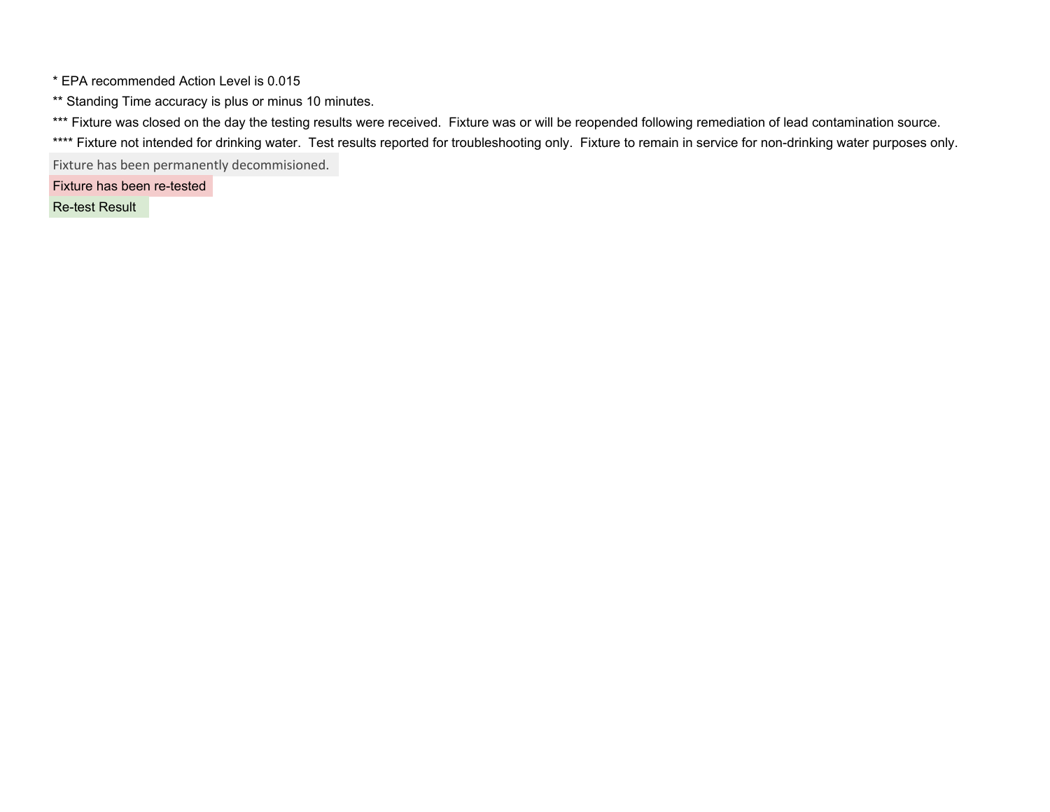* EPA recommended Action Level is 0.015

** Standing Time accuracy is plus or minus 10 minutes.

*** Fixture was closed on the day the testing results were received.  Fixture was or will be reopended following remediation of lead contamination source.

**** Fixture not intended for drinking water.  Test results reported for troubleshooting only.  Fixture to remain in service for non-drinking water purposes only.

Fixture has been permanently decommisioned.

Fixture has been re-tested

Re-test Result